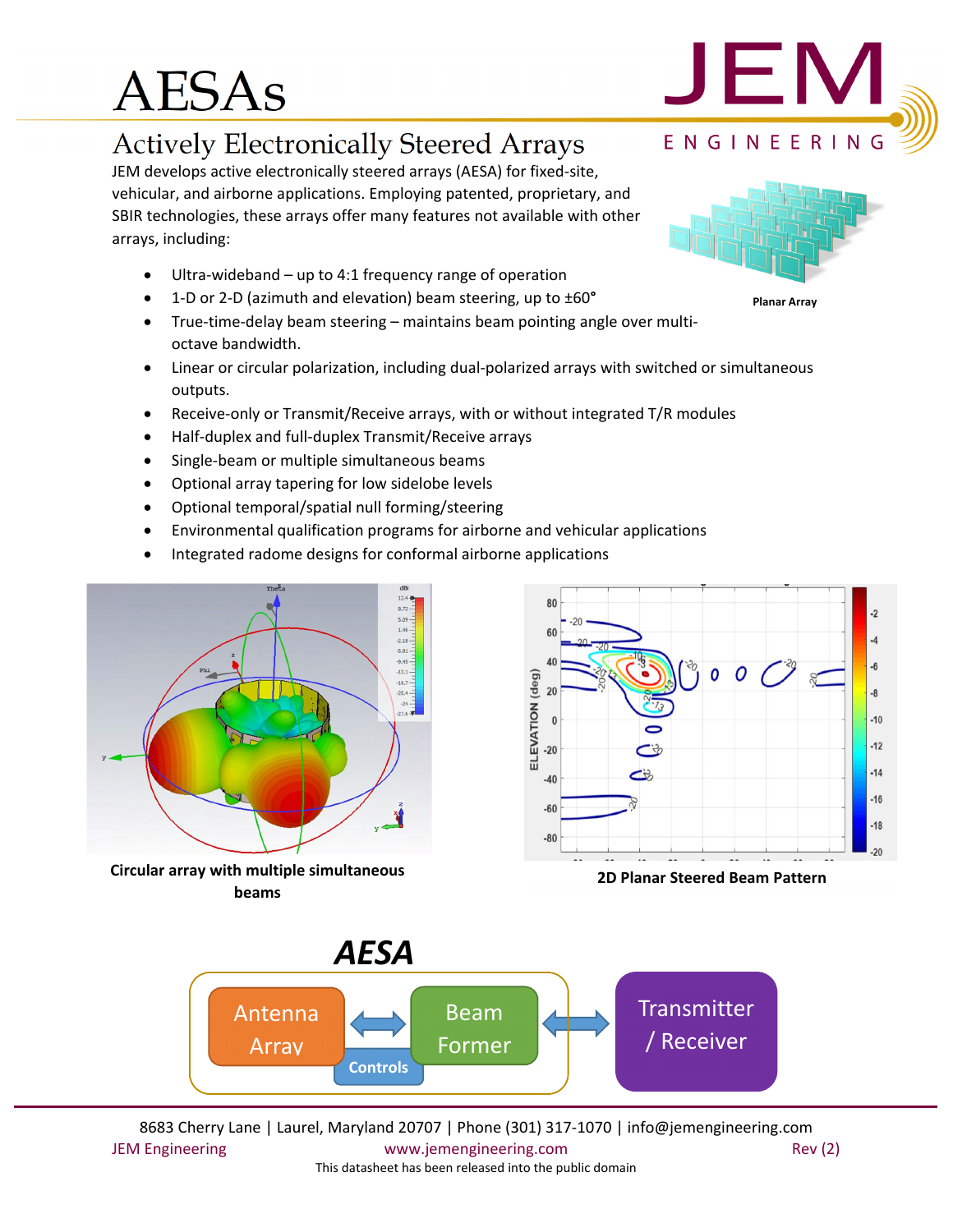# AESAs

## Actively Electronically Steered Arrays

JEM develops active electronically steered arrays (AESA) for fixed-site, vehicular, and airborne applications. Employing patented, proprietary, and SBIR technologies, these arrays offer many features not available with other arrays, including:

Planar Array

- Ultra-wideband – up to 4:1 frequency range of operation
- 1-D or 2-D (azimuth and elevation) beam steering, up to ±60°
- True-time-delay beam steering – maintains beam pointing angle over multi-octave bandwidth.
- Linear or circular polarization, including dual-polarized arrays with switched or simultaneous outputs.
- Receive-only or Transmit/Receive arrays, with or without integrated T/R modules
- Half-duplex and full-duplex Transmit/Receive arrays
- Single-beam or multiple simultaneous beams
- Optional array tapering for low sidelobe levels
- Optional temporal/spatial null forming/steering
- Environmental qualification programs for airborne and vehicular applications
- Integrated radome designs for conformal airborne applications

**Circular array with multiple simultaneous beams**

**2D Planar Steered Beam Pattern**

***AESA***

Antenna Array ⟷ Beam Former ⟷ Transmitter / Receiver

Controls

8683 Cherry Lane | Laurel, Maryland 20707 | Phone (301) 317-1070 | info@jemengineering.com

JEM Engineering www.jemengineering.com Rev (2)

This datasheet has been released into the public domain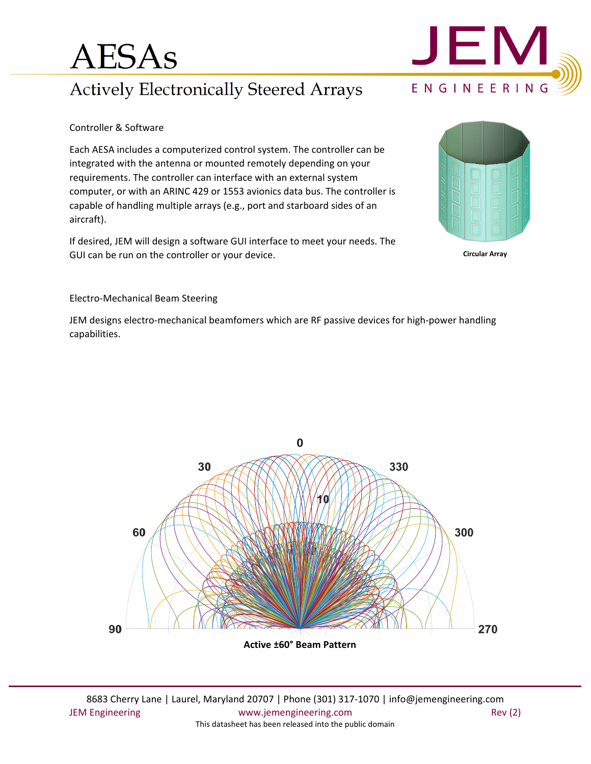# AESAs

## Actively Electronically Steered Arrays

Controller & Software

Each AESA includes a computerized control system. The controller can be integrated with the antenna or mounted remotely depending on your requirements. The controller can interface with an external system computer, or with an ARINC 429 or 1553 avionics data bus. The controller is capable of handling multiple arrays (e.g., port and starboard sides of an aircraft).

If desired, JEM will design a software GUI interface to meet your needs. The GUI can be run on the controller or your device.

**Circular Array**

Electro-Mechanical Beam Steering

JEM designs electro-mechanical beamfomers which are RF passive devices for high-power handling capabilities.

0
30
330
10
60
300
90
270

**Active ±60° Beam Pattern**

8683 Cherry Lane | Laurel, Maryland 20707 | Phone (301) 317-1070 | info@jemengineering.com

JEM Engineering www.jemengineering.com Rev (2)

This datasheet has been released into the public domain